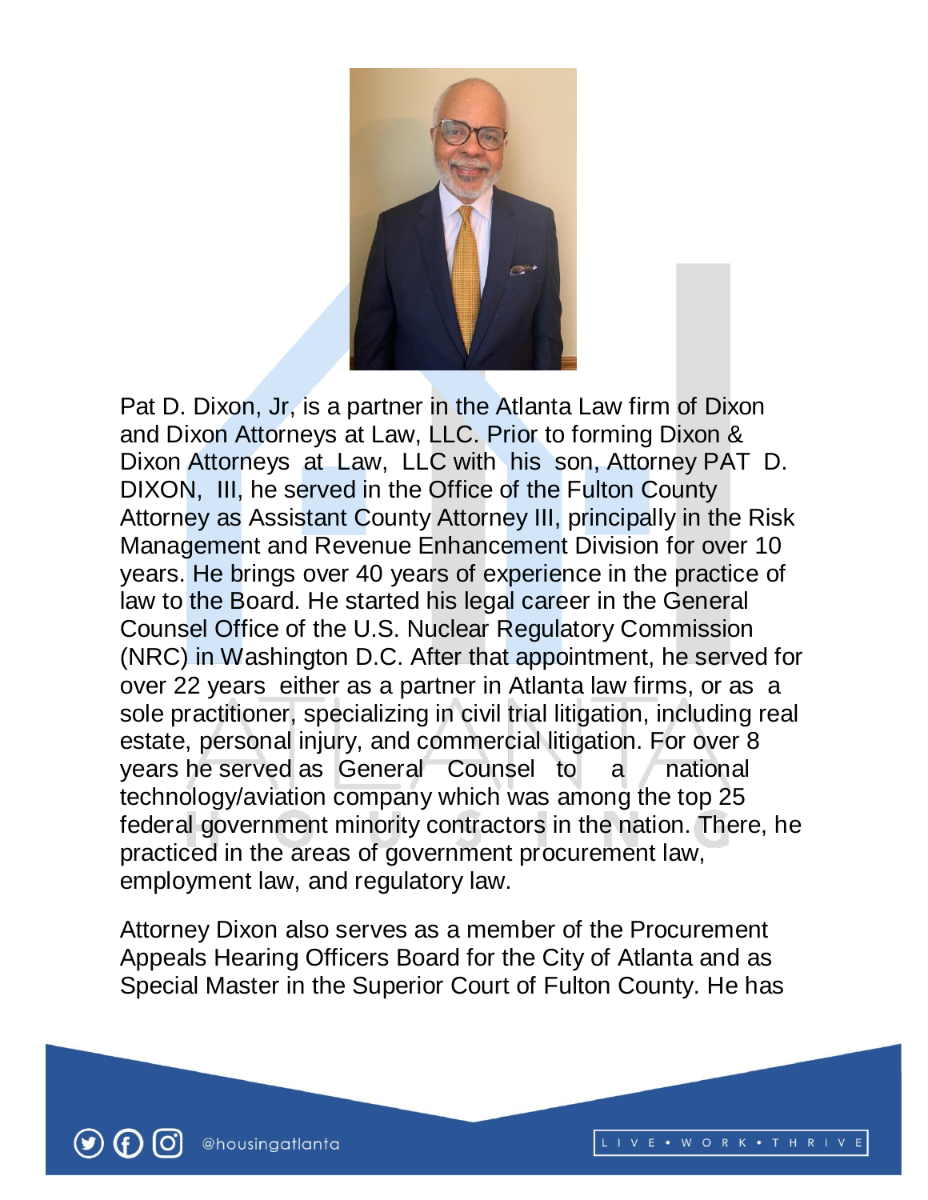Pat D. Dixon, Jr, is a partner in the Atlanta Law firm of Dixon and Dixon Attorneys at Law, LLC. Prior to forming Dixon & Dixon Attorneys at Law, LLC with his son, Attorney PAT D. DIXON, III, he served in the Office of the Fulton County Attorney as Assistant County Attorney III, principally in the Risk Management and Revenue Enhancement Division for over 10 years. He brings over 40 years of experience in the practice of law to the Board. He started his legal career in the General Counsel Office of the U.S. Nuclear Regulatory Commission (NRC) in Washington D.C. After that appointment, he served for over 22 years either as a partner in Atlanta law firms, or as a sole practitioner, specializing in civil trial litigation, including real estate, personal injury, and commercial litigation. For over 8 years he served as General Counsel to a national technology/aviation company which was among the top 25 federal government minority contractors in the nation. There, he practiced in the areas of government procurement law, employment law, and regulatory law.

Attorney Dixon also serves as a member of the Procurement Appeals Hearing Officers Board for the City of Atlanta and as Special Master in the Superior Court of Fulton County. He has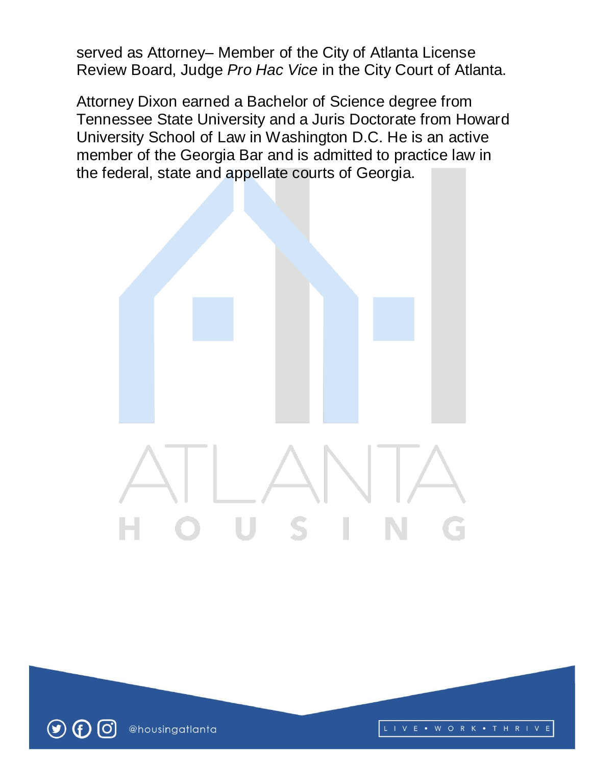served as Attorney– Member of the City of Atlanta License Review Board, Judge *Pro Hac Vice* in the City Court of Atlanta.

Attorney Dixon earned a Bachelor of Science degree from Tennessee State University and a Juris Doctorate from Howard University School of Law in Washington D.C. He is an active member of the Georgia Bar and is admitted to practice law in the federal, state and appellate courts of Georgia.